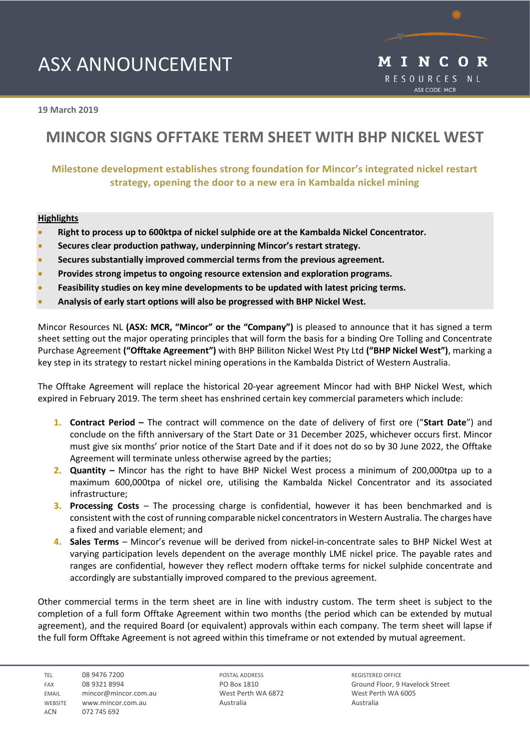# ASX ANNOUNCEMENT

MINCOR RESOURCES NL

ASX CODE: MCR

**19 March 2019**

# MINCOR SIGNS OFFTAKE TERM SHEET WITH BHP NICKEL WEST

**Milestone development establishes strong foundation for Mincor's integrated nickel restart strategy, opening the door to a new era in Kambalda nickel mining**

**Highlights**

- **Right to process up to 600ktpa of nickel sulphide ore at the Kambalda Nickel Concentrator.**
- **Secures clear production pathway, underpinning Mincor's restart strategy.**
- **Secures substantially improved commercial terms from the previous agreement.**
- **Provides strong impetus to ongoing resource extension and exploration programs.**
- **Feasibility studies on key mine developments to be updated with latest pricing terms.**
- **Analysis of early start options will also be progressed with BHP Nickel West.**

Mincor Resources NL **(ASX: MCR, "Mincor" or the "Company")** is pleased to announce that it has signed a term sheet setting out the major operating principles that will form the basis for a binding Ore Tolling and Concentrate Purchase Agreement **("Offtake Agreement")** with BHP Billiton Nickel West Pty Ltd **("BHP Nickel West")**, marking a key step in its strategy to restart nickel mining operations in the Kambalda District of Western Australia.

The Offtake Agreement will replace the historical 20-year agreement Mincor had with BHP Nickel West, which expired in February 2019. The term sheet has enshrined certain key commercial parameters which include:

1. **Contract Period –** The contract will commence on the date of delivery of first ore ("**Start Date**") and conclude on the fifth anniversary of the Start Date or 31 December 2025, whichever occurs first. Mincor must give six months' prior notice of the Start Date and if it does not do so by 30 June 2022, the Offtake Agreement will terminate unless otherwise agreed by the parties;
2. **Quantity –** Mincor has the right to have BHP Nickel West process a minimum of 200,000tpa up to a maximum 600,000tpa of nickel ore, utilising the Kambalda Nickel Concentrator and its associated infrastructure;
3. **Processing Costs** – The processing charge is confidential, however it has been benchmarked and is consistent with the cost of running comparable nickel concentrators in Western Australia. The charges have a fixed and variable element; and
4. **Sales Terms** – Mincor's revenue will be derived from nickel-in-concentrate sales to BHP Nickel West at varying participation levels dependent on the average monthly LME nickel price. The payable rates and ranges are confidential, however they reflect modern offtake terms for nickel sulphide concentrate and accordingly are substantially improved compared to the previous agreement.

Other commercial terms in the term sheet are in line with industry custom. The term sheet is subject to the completion of a full form Offtake Agreement within two months (the period which can be extended by mutual agreement), and the required Board (or equivalent) approvals within each company. The term sheet will lapse if the full form Offtake Agreement is not agreed within this timeframe or not extended by mutual agreement.

| | | | |
|---|---|---|---|
| TEL | 08 9476 7200 | POSTAL ADDRESS | REGISTERED OFFICE |
| FAX | 08 9321 8994 | PO Box 1810 | Ground Floor, 9 Havelock Street |
| EMAIL | mincor@mincor.com.au | West Perth WA 6872 | West Perth WA 6005 |
| WEBSITE | www.mincor.com.au | Australia | Australia |
| ACN | 072 745 692 | | |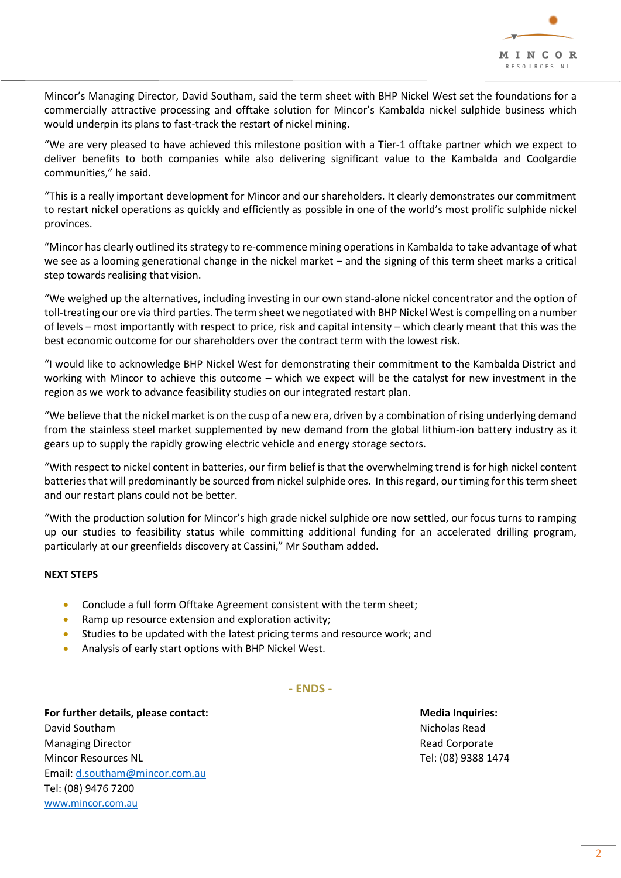Mincor's Managing Director, David Southam, said the term sheet with BHP Nickel West set the foundations for a commercially attractive processing and offtake solution for Mincor's Kambalda nickel sulphide business which would underpin its plans to fast-track the restart of nickel mining.

"We are very pleased to have achieved this milestone position with a Tier-1 offtake partner which we expect to deliver benefits to both companies while also delivering significant value to the Kambalda and Coolgardie communities," he said.

"This is a really important development for Mincor and our shareholders. It clearly demonstrates our commitment to restart nickel operations as quickly and efficiently as possible in one of the world's most prolific sulphide nickel provinces.

"Mincor has clearly outlined its strategy to re-commence mining operations in Kambalda to take advantage of what we see as a looming generational change in the nickel market – and the signing of this term sheet marks a critical step towards realising that vision.

"We weighed up the alternatives, including investing in our own stand-alone nickel concentrator and the option of toll-treating our ore via third parties. The term sheet we negotiated with BHP Nickel West is compelling on a number of levels – most importantly with respect to price, risk and capital intensity – which clearly meant that this was the best economic outcome for our shareholders over the contract term with the lowest risk.

"I would like to acknowledge BHP Nickel West for demonstrating their commitment to the Kambalda District and working with Mincor to achieve this outcome – which we expect will be the catalyst for new investment in the region as we work to advance feasibility studies on our integrated restart plan.

"We believe that the nickel market is on the cusp of a new era, driven by a combination of rising underlying demand from the stainless steel market supplemented by new demand from the global lithium-ion battery industry as it gears up to supply the rapidly growing electric vehicle and energy storage sectors.

"With respect to nickel content in batteries, our firm belief is that the overwhelming trend is for high nickel content batteries that will predominantly be sourced from nickel sulphide ores. In this regard, our timing for this term sheet and our restart plans could not be better.

"With the production solution for Mincor's high grade nickel sulphide ore now settled, our focus turns to ramping up our studies to feasibility status while committing additional funding for an accelerated drilling program, particularly at our greenfields discovery at Cassini," Mr Southam added.

**NEXT STEPS**

- Conclude a full form Offtake Agreement consistent with the term sheet;
- Ramp up resource extension and exploration activity;
- Studies to be updated with the latest pricing terms and resource work; and
- Analysis of early start options with BHP Nickel West.

**- ENDS -**

**For further details, please contact:**
David Southam
Managing Director
Mincor Resources NL
Email: d.southam@mincor.com.au
Tel: (08) 9476 7200
www.mincor.com.au

**Media Inquiries:**
Nicholas Read
Read Corporate
Tel: (08) 9388 1474